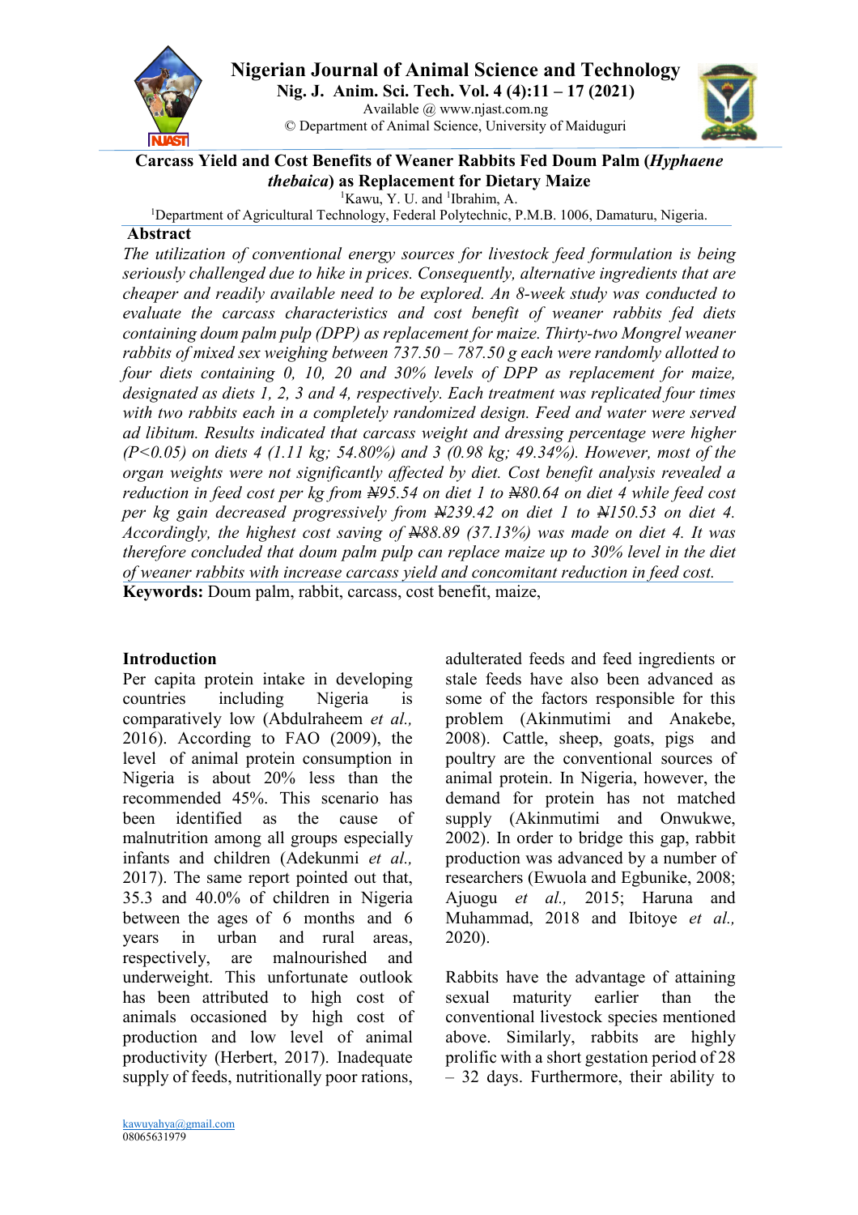# Carcass Yield and Cost Benefits of Weaner Rabbits Fed Doum Palm (*Hyphaene thebaica*) as Replacement for Dietary Maize

[1]Kawu, Y. U. and [1]Ibrahim, A.

[1]Department of Agricultural Technology, Federal Polytechnic, P.M.B. 1006, Damaturu, Nigeria.

## Abstract

*The utilization of conventional energy sources for livestock feed formulation is being seriously challenged due to hike in prices. Consequently, alternative ingredients that are cheaper and readily available need to be explored. An 8-week study was conducted to evaluate the carcass characteristics and cost benefit of weaner rabbits fed diets containing doum palm pulp (DPP) as replacement for maize. Thirty-two Mongrel weaner rabbits of mixed sex weighing between 737.50 – 787.50 g each were randomly allotted to four diets containing 0, 10, 20 and 30% levels of DPP as replacement for maize, designated as diets 1, 2, 3 and 4, respectively. Each treatment was replicated four times with two rabbits each in a completely randomized design. Feed and water were served ad libitum. Results indicated that carcass weight and dressing percentage were higher (P<0.05) on diets 4 (1.11 kg; 54.80%) and 3 (0.98 kg; 49.34%). However, most of the organ weights were not significantly affected by diet. Cost benefit analysis revealed a reduction in feed cost per kg from ₦95.54 on diet 1 to ₦80.64 on diet 4 while feed cost per kg gain decreased progressively from ₦239.42 on diet 1 to ₦150.53 on diet 4. Accordingly, the highest cost saving of ₦88.89 (37.13%) was made on diet 4. It was therefore concluded that doum palm pulp can replace maize up to 30% level in the diet of weaner rabbits with increase carcass yield and concomitant reduction in feed cost.*

**Keywords:** Doum palm, rabbit, carcass, cost benefit, maize,

## Introduction

Per capita protein intake in developing countries including Nigeria is comparatively low (Abdulraheem *et al.,* 2016). According to FAO (2009), the level of animal protein consumption in Nigeria is about 20% less than the recommended 45%. This scenario has been identified as the cause of malnutrition among all groups especially infants and children (Adekunmi *et al.,* 2017). The same report pointed out that, 35.3 and 40.0% of children in Nigeria between the ages of 6 months and 6 years in urban and rural areas, respectively, are malnourished and underweight. This unfortunate outlook has been attributed to high cost of animals occasioned by high cost of production and low level of animal productivity (Herbert, 2017). Inadequate supply of feeds, nutritionally poor rations, adulterated feeds and feed ingredients or stale feeds have also been advanced as some of the factors responsible for this problem (Akinmutimi and Anakebe, 2008). Cattle, sheep, goats, pigs and poultry are the conventional sources of animal protein. In Nigeria, however, the demand for protein has not matched supply (Akinmutimi and Onwukwe, 2002). In order to bridge this gap, rabbit production was advanced by a number of researchers (Ewuola and Egbunike, 2008; Ajuogu *et al.,* 2015; Haruna and Muhammad, 2018 and Ibitoye *et al.,* 2020).

Rabbits have the advantage of attaining sexual maturity earlier than the conventional livestock species mentioned above. Similarly, rabbits are highly prolific with a short gestation period of 28 – 32 days. Furthermore, their ability to

kawuyahya@gmail.com
08065631979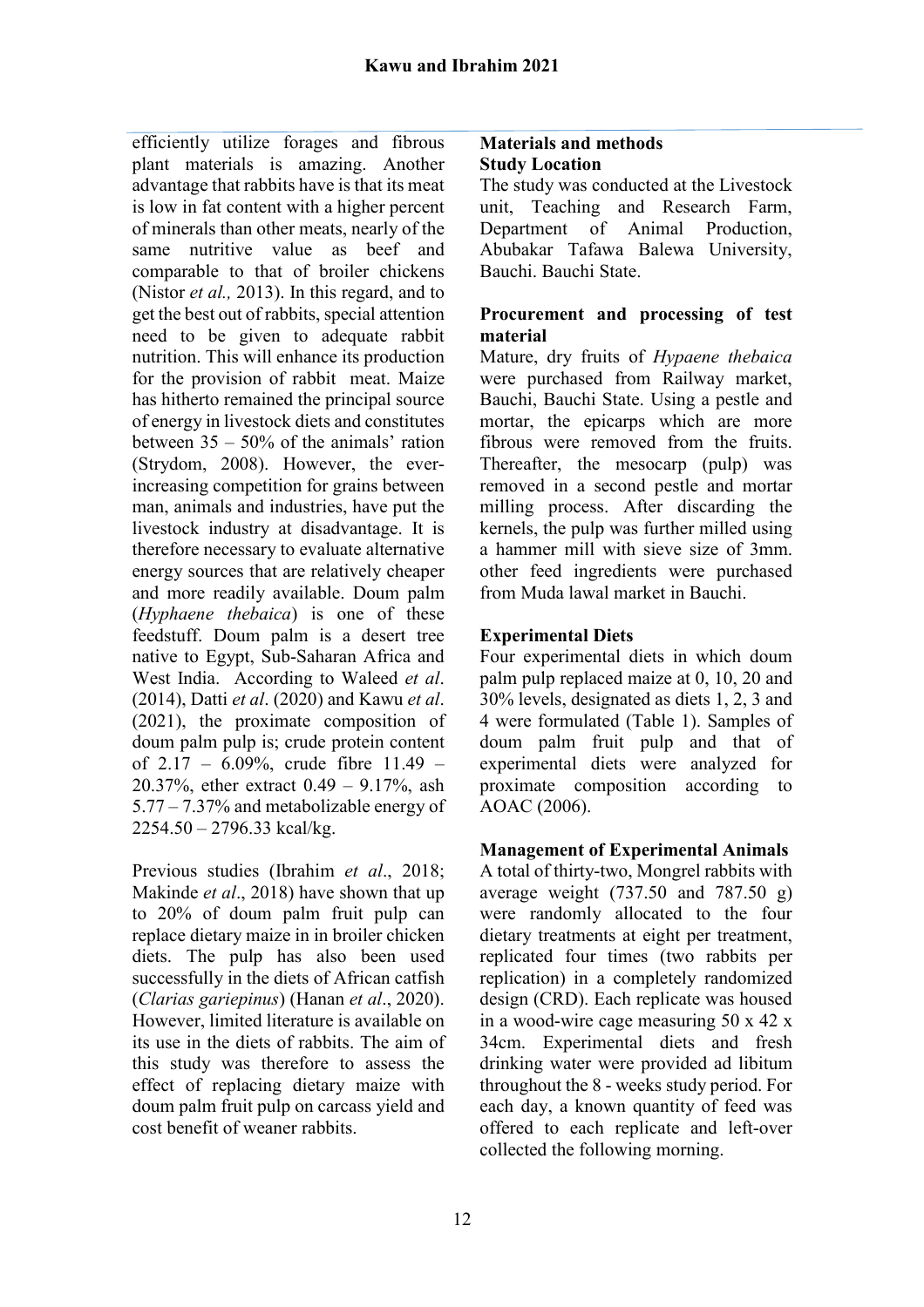efficiently utilize forages and fibrous plant materials is amazing. Another advantage that rabbits have is that its meat is low in fat content with a higher percent of minerals than other meats, nearly of the same nutritive value as beef and comparable to that of broiler chickens (Nistor *et al.,* 2013). In this regard, and to get the best out of rabbits, special attention need to be given to adequate rabbit nutrition. This will enhance its production for the provision of rabbit meat. Maize has hitherto remained the principal source of energy in livestock diets and constitutes between 35 – 50% of the animals' ration (Strydom, 2008). However, the ever-increasing competition for grains between man, animals and industries, have put the livestock industry at disadvantage. It is therefore necessary to evaluate alternative energy sources that are relatively cheaper and more readily available. Doum palm (*Hyphaene thebaica*) is one of these feedstuff. Doum palm is a desert tree native to Egypt, Sub-Saharan Africa and West India. According to Waleed *et al*. (2014), Datti *et al*. (2020) and Kawu *et al*. (2021), the proximate composition of doum palm pulp is; crude protein content of 2.17 – 6.09%, crude fibre 11.49 – 20.37%, ether extract 0.49 – 9.17%, ash 5.77 – 7.37% and metabolizable energy of 2254.50 – 2796.33 kcal/kg.

Previous studies (Ibrahim *et al*., 2018; Makinde *et al*., 2018) have shown that up to 20% of doum palm fruit pulp can replace dietary maize in in broiler chicken diets. The pulp has also been used successfully in the diets of African catfish (*Clarias gariepinus*) (Hanan *et al*., 2020). However, limited literature is available on its use in the diets of rabbits. The aim of this study was therefore to assess the effect of replacing dietary maize with doum palm fruit pulp on carcass yield and cost benefit of weaner rabbits.

## Materials and methods

### Study Location

The study was conducted at the Livestock unit, Teaching and Research Farm, Department of Animal Production, Abubakar Tafawa Balewa University, Bauchi. Bauchi State.

### Procurement and processing of test material

Mature, dry fruits of *Hypaene thebaica* were purchased from Railway market, Bauchi, Bauchi State. Using a pestle and mortar, the epicarps which are more fibrous were removed from the fruits. Thereafter, the mesocarp (pulp) was removed in a second pestle and mortar milling process. After discarding the kernels, the pulp was further milled using a hammer mill with sieve size of 3mm. other feed ingredients were purchased from Muda lawal market in Bauchi.

### Experimental Diets

Four experimental diets in which doum palm pulp replaced maize at 0, 10, 20 and 30% levels, designated as diets 1, 2, 3 and 4 were formulated (Table 1). Samples of doum palm fruit pulp and that of experimental diets were analyzed for proximate composition according to AOAC (2006).

### Management of Experimental Animals

A total of thirty-two, Mongrel rabbits with average weight (737.50 and 787.50 g) were randomly allocated to the four dietary treatments at eight per treatment, replicated four times (two rabbits per replication) in a completely randomized design (CRD). Each replicate was housed in a wood-wire cage measuring 50 x 42 x 34cm. Experimental diets and fresh drinking water were provided ad libitum throughout the 8 - weeks study period. For each day, a known quantity of feed was offered to each replicate and left-over collected the following morning.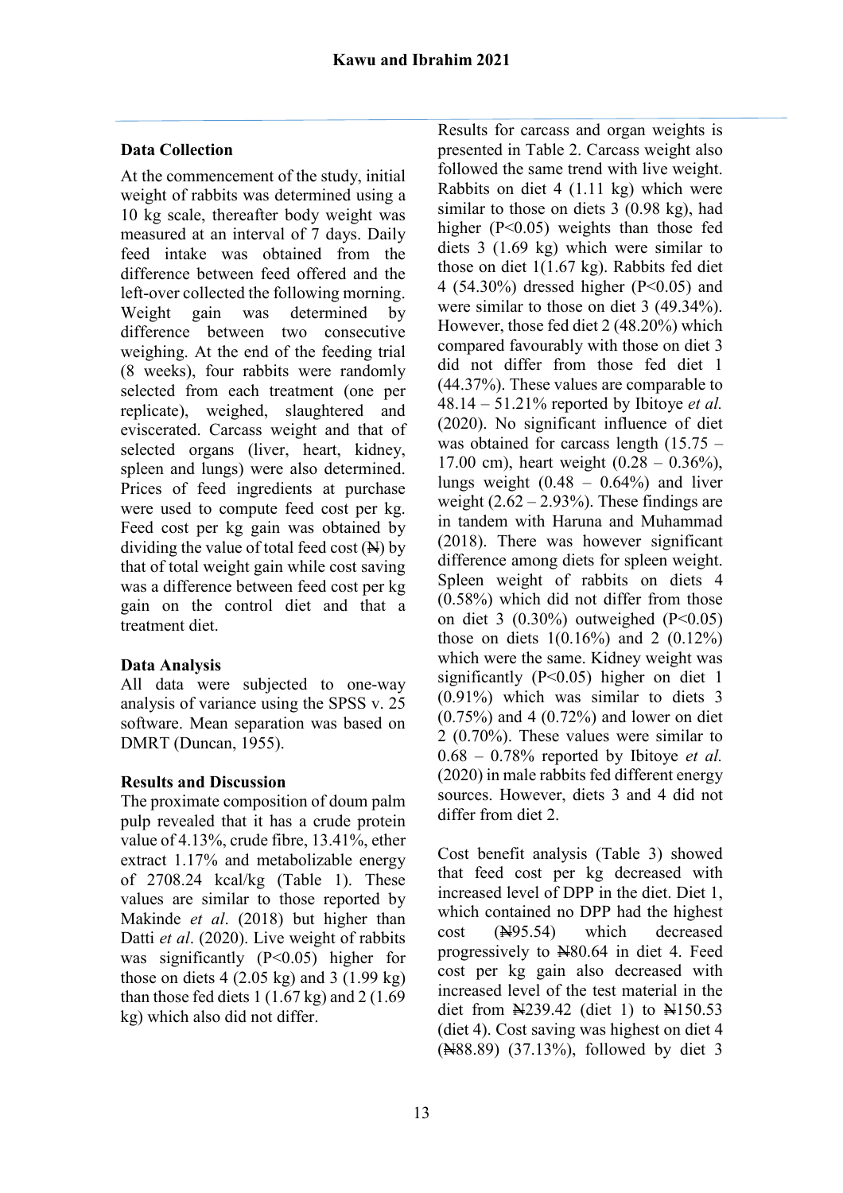### Data Collection

At the commencement of the study, initial weight of rabbits was determined using a 10 kg scale, thereafter body weight was measured at an interval of 7 days. Daily feed intake was obtained from the difference between feed offered and the left-over collected the following morning. Weight gain was determined by difference between two consecutive weighing. At the end of the feeding trial (8 weeks), four rabbits were randomly selected from each treatment (one per replicate), weighed, slaughtered and eviscerated. Carcass weight and that of selected organs (liver, heart, kidney, spleen and lungs) were also determined. Prices of feed ingredients at purchase were used to compute feed cost per kg. Feed cost per kg gain was obtained by dividing the value of total feed cost (₦) by that of total weight gain while cost saving was a difference between feed cost per kg gain on the control diet and that a treatment diet.

### Data Analysis

All data were subjected to one-way analysis of variance using the SPSS v. 25 software. Mean separation was based on DMRT (Duncan, 1955).

### Results and Discussion

The proximate composition of doum palm pulp revealed that it has a crude protein value of 4.13%, crude fibre, 13.41%, ether extract 1.17% and metabolizable energy of 2708.24 kcal/kg (Table 1). These values are similar to those reported by Makinde *et al*. (2018) but higher than Datti *et al*. (2020). Live weight of rabbits was significantly ($P<0.05$) higher for those on diets 4 (2.05 kg) and 3 (1.99 kg) than those fed diets 1 (1.67 kg) and 2 (1.69 kg) which also did not differ.

Results for carcass and organ weights is presented in Table 2. Carcass weight also followed the same trend with live weight. Rabbits on diet 4 (1.11 kg) which were similar to those on diets 3 (0.98 kg), had higher ($P<0.05$) weights than those fed diets 3 (1.69 kg) which were similar to those on diet 1(1.67 kg). Rabbits fed diet 4 (54.30%) dressed higher ($P<0.05$) and were similar to those on diet 3 (49.34%). However, those fed diet 2 (48.20%) which compared favourably with those on diet 3 did not differ from those fed diet 1 (44.37%). These values are comparable to 48.14 – 51.21% reported by Ibitoye *et al.* (2020). No significant influence of diet was obtained for carcass length (15.75 – 17.00 cm), heart weight (0.28 – 0.36%), lungs weight (0.48 – 0.64%) and liver weight (2.62 – 2.93%). These findings are in tandem with Haruna and Muhammad (2018). There was however significant difference among diets for spleen weight. Spleen weight of rabbits on diets 4 (0.58%) which did not differ from those on diet 3 (0.30%) outweighed ($P<0.05$) those on diets 1(0.16%) and 2 (0.12%) which were the same. Kidney weight was significantly ($P<0.05$) higher on diet 1 (0.91%) which was similar to diets 3 (0.75%) and 4 (0.72%) and lower on diet 2 (0.70%). These values were similar to 0.68 – 0.78% reported by Ibitoye *et al.* (2020) in male rabbits fed different energy sources. However, diets 3 and 4 did not differ from diet 2.

Cost benefit analysis (Table 3) showed that feed cost per kg decreased with increased level of DPP in the diet. Diet 1, which contained no DPP had the highest cost (₦95.54) which decreased progressively to ₦80.64 in diet 4. Feed cost per kg gain also decreased with increased level of the test material in the diet from ₦239.42 (diet 1) to ₦150.53 (diet 4). Cost saving was highest on diet 4 (₦88.89) (37.13%), followed by diet 3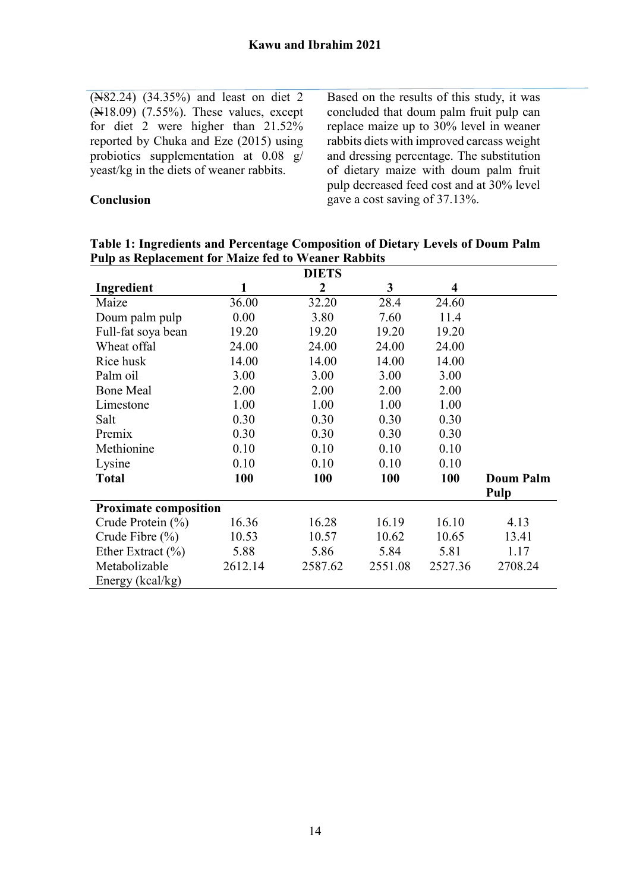(₦82.24) (34.35%) and least on diet 2 (₦18.09) (7.55%). These values, except for diet 2 were higher than 21.52% reported by Chuka and Eze (2015) using probiotics supplementation at 0.08 g/ yeast/kg in the diets of weaner rabbits.

**Conclusion**

Based on the results of this study, it was concluded that doum palm fruit pulp can replace maize up to 30% level in weaner rabbits diets with improved carcass weight and dressing percentage. The substitution of dietary maize with doum palm fruit pulp decreased feed cost and at 30% level gave a cost saving of 37.13%.

**Table 1: Ingredients and Percentage Composition of Dietary Levels of Doum Palm Pulp as Replacement for Maize fed to Weaner Rabbits**

| | DIETS | | | | |
|---|---|---|---|---|---|
| **Ingredient** | **1** | **2** | **3** | **4** | |
| Maize | 36.00 | 32.20 | 28.4 | 24.60 | |
| Doum palm pulp | 0.00 | 3.80 | 7.60 | 11.4 | |
| Full-fat soya bean | 19.20 | 19.20 | 19.20 | 19.20 | |
| Wheat offal | 24.00 | 24.00 | 24.00 | 24.00 | |
| Rice husk | 14.00 | 14.00 | 14.00 | 14.00 | |
| Palm oil | 3.00 | 3.00 | 3.00 | 3.00 | |
| Bone Meal | 2.00 | 2.00 | 2.00 | 2.00 | |
| Limestone | 1.00 | 1.00 | 1.00 | 1.00 | |
| Salt | 0.30 | 0.30 | 0.30 | 0.30 | |
| Premix | 0.30 | 0.30 | 0.30 | 0.30 | |
| Methionine | 0.10 | 0.10 | 0.10 | 0.10 | |
| Lysine | 0.10 | 0.10 | 0.10 | 0.10 | |
| **Total** | **100** | **100** | **100** | **100** | **Doum Palm Pulp** |
| **Proximate composition** | | | | | |
| Crude Protein (%) | 16.36 | 16.28 | 16.19 | 16.10 | 4.13 |
| Crude Fibre (%) | 10.53 | 10.57 | 10.62 | 10.65 | 13.41 |
| Ether Extract (%) | 5.88 | 5.86 | 5.84 | 5.81 | 1.17 |
| Metabolizable Energy (kcal/kg) | 2612.14 | 2587.62 | 2551.08 | 2527.36 | 2708.24 |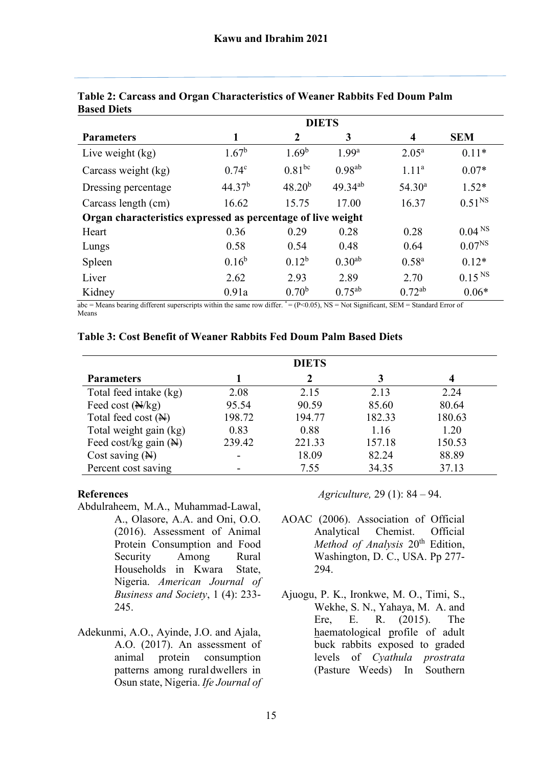**Table 2: Carcass and Organ Characteristics of Weaner Rabbits Fed Doum Palm Based Diets**

| | DIETS | | | | |
|---|---|---|---|---|---|
| **Parameters** | **1** | **2** | **3** | **4** | **SEM** |
| Live weight (kg) | $1.67^{b}$ | $1.69^{b}$ | $1.99^{a}$ | $2.05^{a}$ | 0.11* |
| Carcass weight (kg) | $0.74^{c}$ | $0.81^{bc}$ | $0.98^{ab}$ | $1.11^{a}$ | 0.07* |
| Dressing percentage | $44.37^{b}$ | $48.20^{b}$ | $49.34^{ab}$ | $54.30^{a}$ | 1.52* |
| Carcass length (cm) | 16.62 | 15.75 | 17.00 | 16.37 | $0.51^{NS}$ |
| **Organ characteristics expressed as percentage of live weight** | | | | | |
| Heart | 0.36 | 0.29 | 0.28 | 0.28 | $0.04^{NS}$ |
| Lungs | 0.58 | 0.54 | 0.48 | 0.64 | $0.07^{NS}$ |
| Spleen | $0.16^{b}$ | $0.12^{b}$ | $0.30^{ab}$ | $0.58^{a}$ | 0.12* |
| Liver | 2.62 | 2.93 | 2.89 | 2.70 | $0.15^{NS}$ |
| Kidney | 0.91a | $0.70^{b}$ | $0.75^{ab}$ | $0.72^{ab}$ | 0.06* |

abc = Means bearing different superscripts within the same row differ. * = ($P<0.05$), NS = Not Significant, SEM = Standard Error of Means

**Table 3: Cost Benefit of Weaner Rabbits Fed Doum Palm Based Diets**

| | DIETS | | | |
|---|---|---|---|---|
| **Parameters** | **1** | **2** | **3** | **4** |
| Total feed intake (kg) | 2.08 | 2.15 | 2.13 | 2.24 |
| Feed cost (₦/kg) | 95.54 | 90.59 | 85.60 | 80.64 |
| Total feed cost (₦) | 198.72 | 194.77 | 182.33 | 180.63 |
| Total weight gain (kg) | 0.83 | 0.88 | 1.16 | 1.20 |
| Feed cost/kg gain (₦) | 239.42 | 221.33 | 157.18 | 150.53 |
| Cost saving (₦) | - | 18.09 | 82.24 | 88.89 |
| Percent cost saving | - | 7.55 | 34.35 | 37.13 |

## References

Abdulraheem, M.A., Muhammad-Lawal, A., Olasore, A.A. and Oni, O.O. (2016). Assessment of Animal Protein Consumption and Food Security Among Rural Households in Kwara State, Nigeria. *American Journal of Business and Society*, 1 (4): 233-245.

Adekunmi, A.O., Ayinde, J.O. and Ajala, A.O. (2017). An assessment of animal protein consumption patterns among rural dwellers in Osun state, Nigeria. *Ife Journal of Agriculture,* 29 (1): 84 – 94.

AOAC (2006). Association of Official Analytical Chemist. Official *Method of Analysis* 20th Edition, Washington, D. C., USA. Pp 277-294.

Ajuogu, P. K., Ironkwe, M. O., Timi, S., Wekhe, S. N., Yahaya, M. A. and Ere, E. R. (2015). The haematological profile of adult buck rabbits exposed to graded levels of *Cyathula prostrata* (Pasture Weeds) In Southern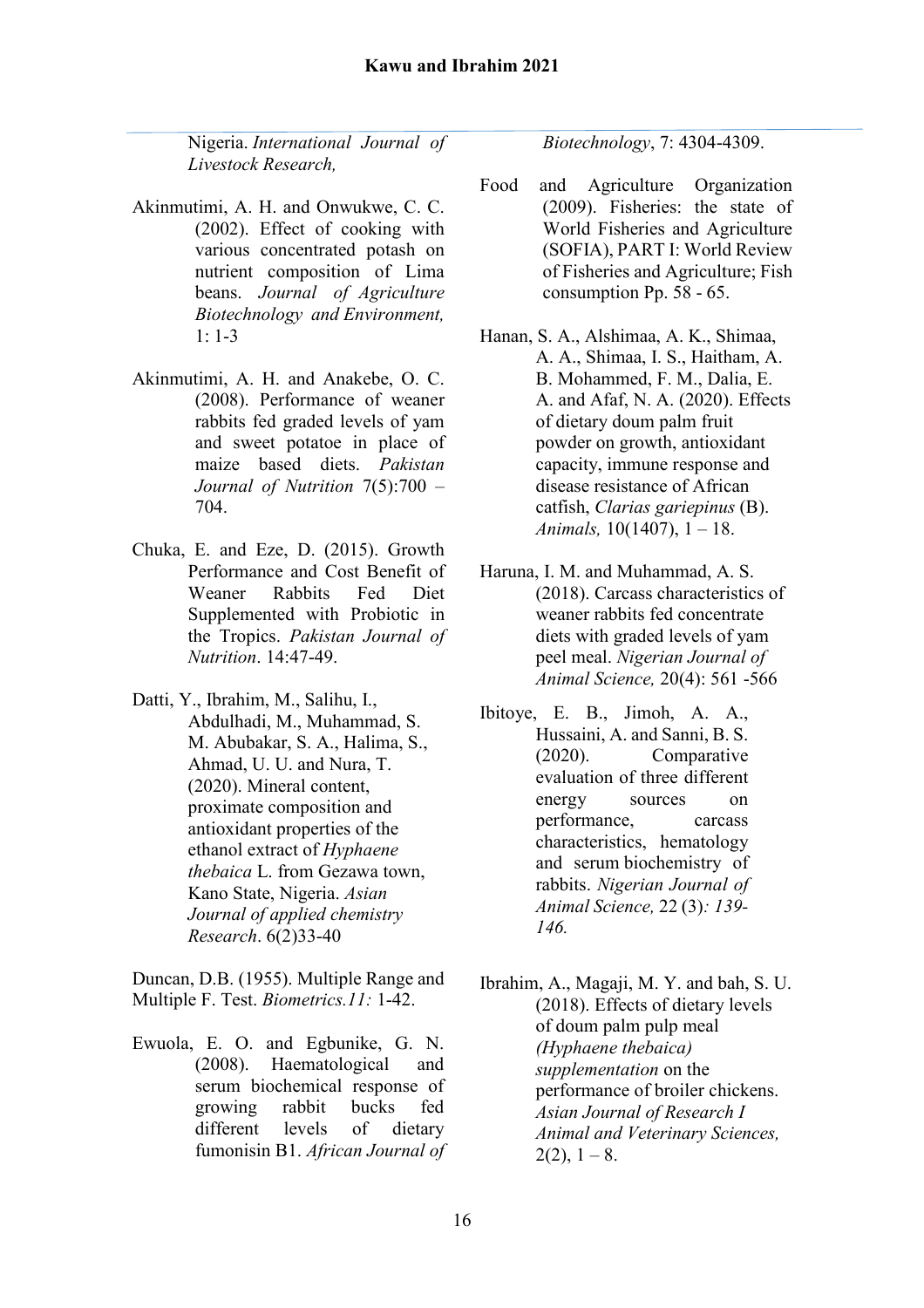Nigeria. *International Journal of Livestock Research,*

Akinmutimi, A. H. and Onwukwe, C. C. (2002). Effect of cooking with various concentrated potash on nutrient composition of Lima beans. *Journal of Agriculture Biotechnology and Environment,* 1: 1-3

Akinmutimi, A. H. and Anakebe, O. C. (2008). Performance of weaner rabbits fed graded levels of yam and sweet potatoe in place of maize based diets. *Pakistan Journal of Nutrition* 7(5):700 – 704.

Chuka, E. and Eze, D. (2015). Growth Performance and Cost Benefit of Weaner Rabbits Fed Diet Supplemented with Probiotic in the Tropics. *Pakistan Journal of Nutrition*. 14:47-49.

Datti, Y., Ibrahim, M., Salihu, I., Abdulhadi, M., Muhammad, S. M. Abubakar, S. A., Halima, S., Ahmad, U. U. and Nura, T. (2020). Mineral content, proximate composition and antioxidant properties of the ethanol extract of *Hyphaene thebaica* L. from Gezawa town, Kano State, Nigeria. *Asian Journal of applied chemistry Research*. 6(2)33-40

Duncan, D.B. (1955). Multiple Range and Multiple F. Test. *Biometrics.11:* 1-42.

Ewuola, E. O. and Egbunike, G. N. (2008). Haematological and serum biochemical response of growing rabbit bucks fed different levels of dietary fumonisin B1. *African Journal of Biotechnology*, 7: 4304-4309.

Food and Agriculture Organization (2009). Fisheries: the state of World Fisheries and Agriculture (SOFIA), PART I: World Review of Fisheries and Agriculture; Fish consumption Pp. 58 - 65.

Hanan, S. A., Alshimaa, A. K., Shimaa, A. A., Shimaa, I. S., Haitham, A. B. Mohammed, F. M., Dalia, E. A. and Afaf, N. A. (2020). Effects of dietary doum palm fruit powder on growth, antioxidant capacity, immune response and disease resistance of African catfish, *Clarias gariepinus* (B). *Animals,* 10(1407), 1 – 18.

Haruna, I. M. and Muhammad, A. S. (2018). Carcass characteristics of weaner rabbits fed concentrate diets with graded levels of yam peel meal. *Nigerian Journal of Animal Science,* 20(4): 561 -566

Ibitoye, E. B., Jimoh, A. A., Hussaini, A. and Sanni, B. S. (2020). Comparative evaluation of three different energy sources on performance, carcass characteristics, hematology and serum biochemistry of rabbits. *Nigerian Journal of Animal Science,* 22 (3)*: 139-146.*

Ibrahim, A., Magaji, M. Y. and bah, S. U. (2018). Effects of dietary levels of doum palm pulp meal *(Hyphaene thebaica) supplementation* on the performance of broiler chickens. *Asian Journal of Research I Animal and Veterinary Sciences,* 2(2), 1 – 8.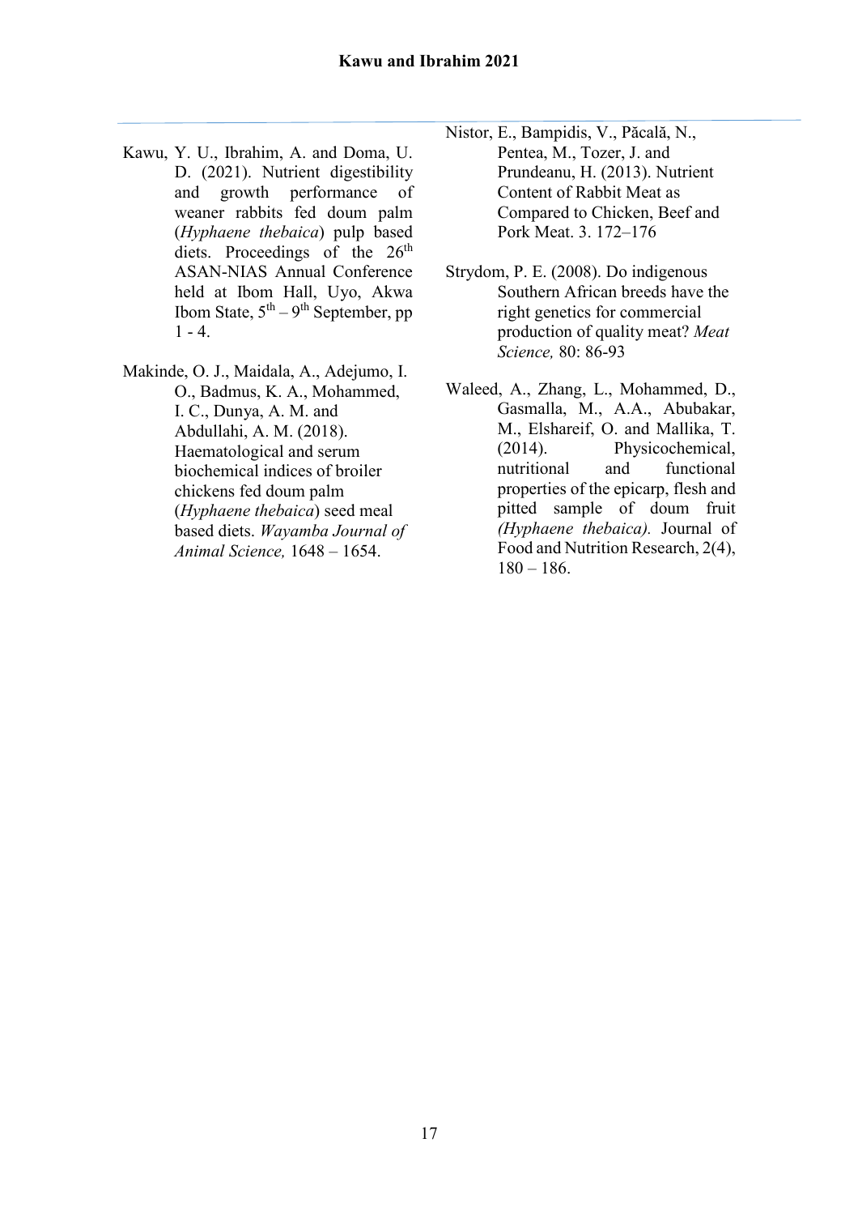Kawu, Y. U., Ibrahim, A. and Doma, U. D. (2021). Nutrient digestibility and growth performance of weaner rabbits fed doum palm (*Hyphaene thebaica*) pulp based diets. Proceedings of the 26th ASAN-NIAS Annual Conference held at Ibom Hall, Uyo, Akwa Ibom State, 5th – 9th September, pp 1 - 4.

Makinde, O. J., Maidala, A., Adejumo, I. O., Badmus, K. A., Mohammed, I. C., Dunya, A. M. and Abdullahi, A. M. (2018). Haematological and serum biochemical indices of broiler chickens fed doum palm (*Hyphaene thebaica*) seed meal based diets. *Wayamba Journal of Animal Science,* 1648 – 1654.

Nistor, E., Bampidis, V., Păcală, N., Pentea, M., Tozer, J. and Prundeanu, H. (2013). Nutrient Content of Rabbit Meat as Compared to Chicken, Beef and Pork Meat. 3. 172–176

Strydom, P. E. (2008). Do indigenous Southern African breeds have the right genetics for commercial production of quality meat? *Meat Science,* 80: 86-93

Waleed, A., Zhang, L., Mohammed, D., Gasmalla, M., A.A., Abubakar, M., Elshareif, O. and Mallika, T. (2014). Physicochemical, nutritional and functional properties of the epicarp, flesh and pitted sample of doum fruit *(Hyphaene thebaica).* Journal of Food and Nutrition Research, 2(4), 180 – 186.